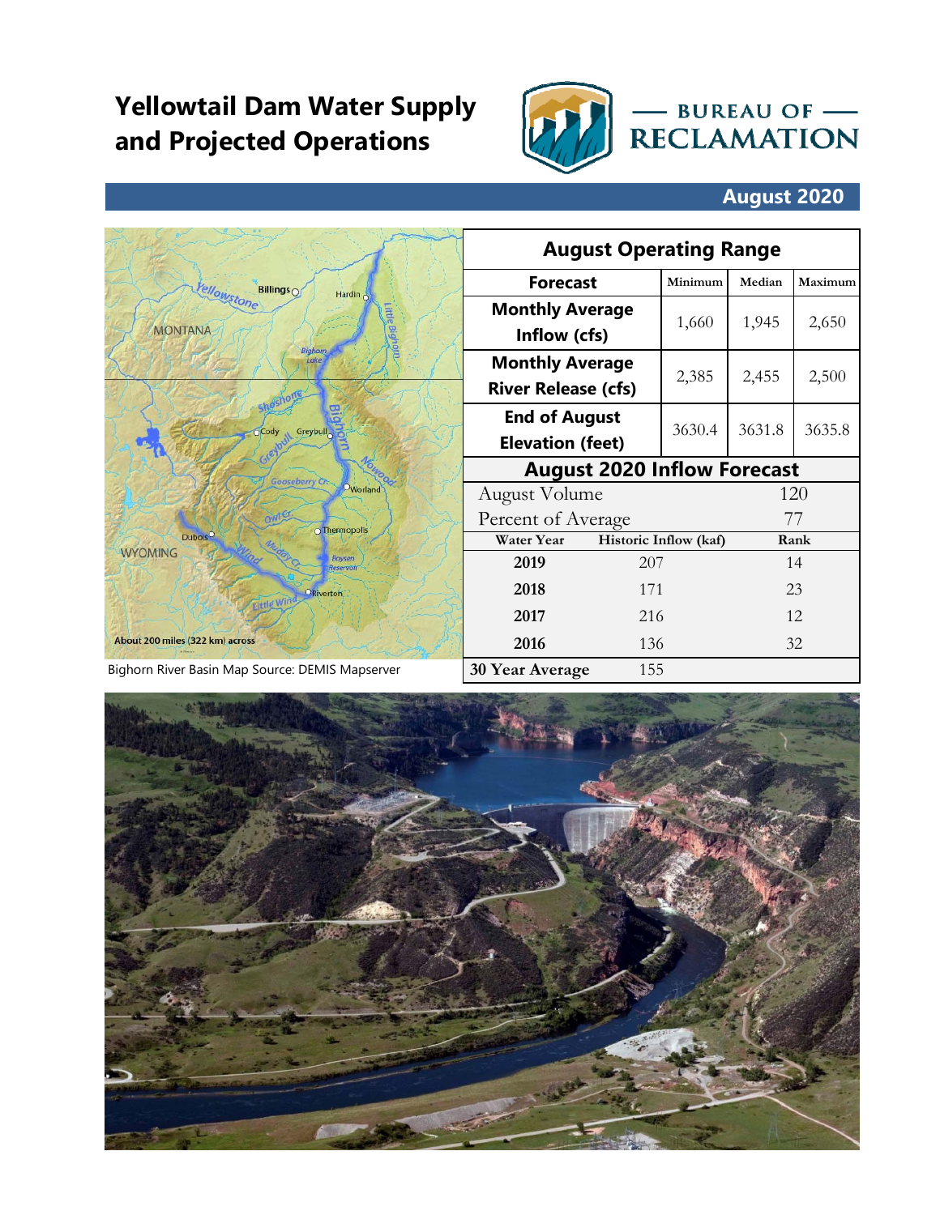# Yellowtail Dam Water Supply and Projected Operations

BUREAU OF RECLAMATION

**August 2020**

Bighorn River Basin Map Source: DEMIS Mapserver

| August Operating Range | | | |
|---|---|---|---|
| **Forecast** | Minimum | Median | Maximum |
| **Monthly Average Inflow (cfs)** | 1,660 | 1,945 | 2,650 |
| **Monthly Average River Release (cfs)** | 2,385 | 2,455 | 2,500 |
| **End of August Elevation (feet)** | 3630.4 | 3631.8 | 3635.8 |

| August 2020 Inflow Forecast | | |
|---|---|---|
| August Volume | | 120 |
| Percent of Average | | 77 |
| **Water Year** | **Historic Inflow (kaf)** | **Rank** |
| **2019** | 207 | 14 |
| **2018** | 171 | 23 |
| **2017** | 216 | 12 |
| **2016** | 136 | 32 |
| **30 Year Average** | 155 | |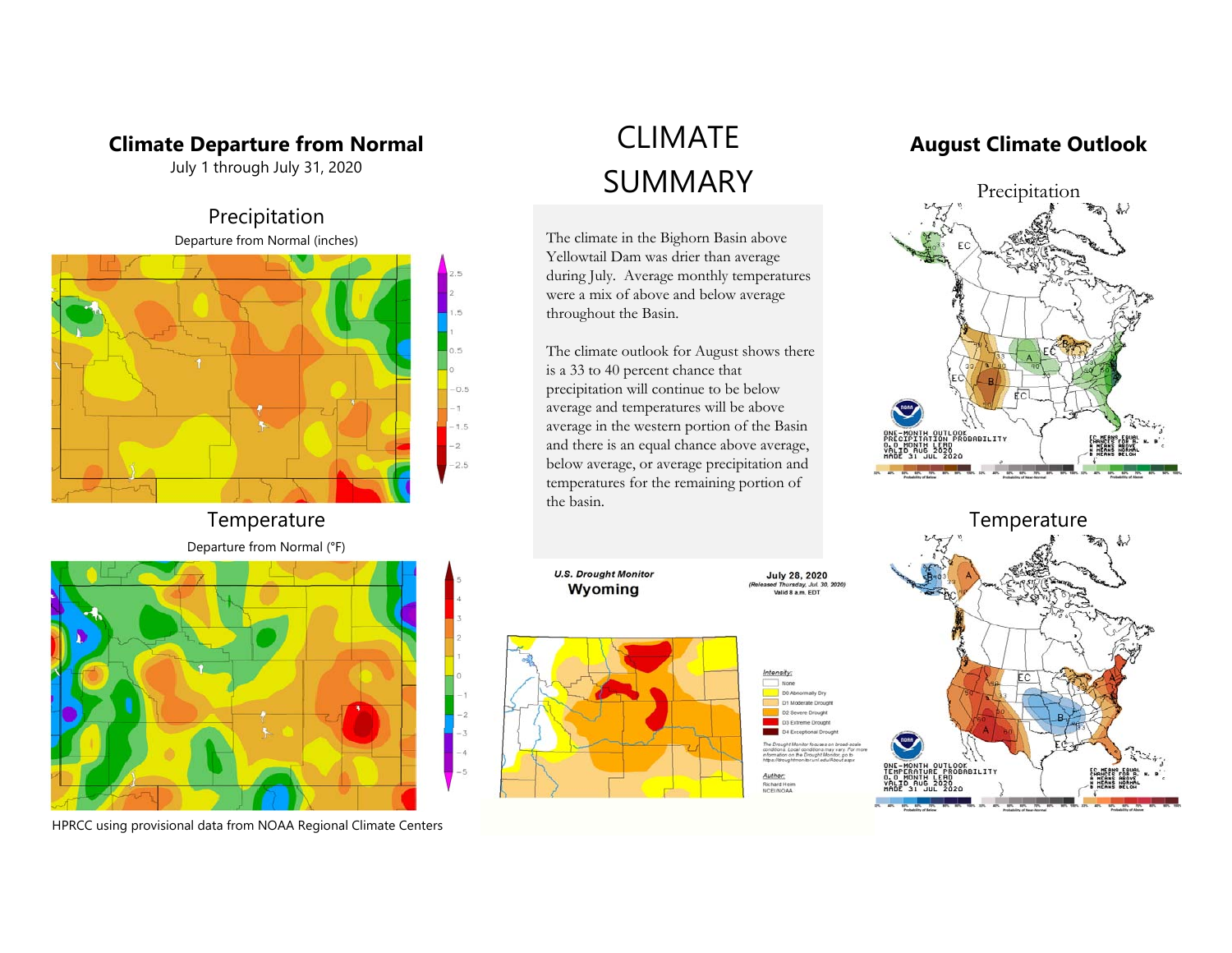## Climate Departure from Normal

July 1 through July 31, 2020

### Precipitation

Departure from Normal (inches)

### Temperature

Departure from Normal (°F)

HPRCC using provisional data from NOAA Regional Climate Centers

# CLIMATE SUMMARY

The climate in the Bighorn Basin above Yellowtail Dam was drier than average during July. Average monthly temperatures were a mix of above and below average throughout the Basin.

The climate outlook for August shows there is a 33 to 40 percent chance that precipitation will continue to be below average and temperatures will be above average in the western portion of the Basin and there is an equal chance above average, below average, or average precipitation and temperatures for the remaining portion of the basin.

**U.S. Drought Monitor**
**Wyoming**

**July 28, 2020**
*(Released Thursday, Jul. 30, 2020)*
Valid 8 a.m. EDT

## August Climate Outlook

### Precipitation

### Temperature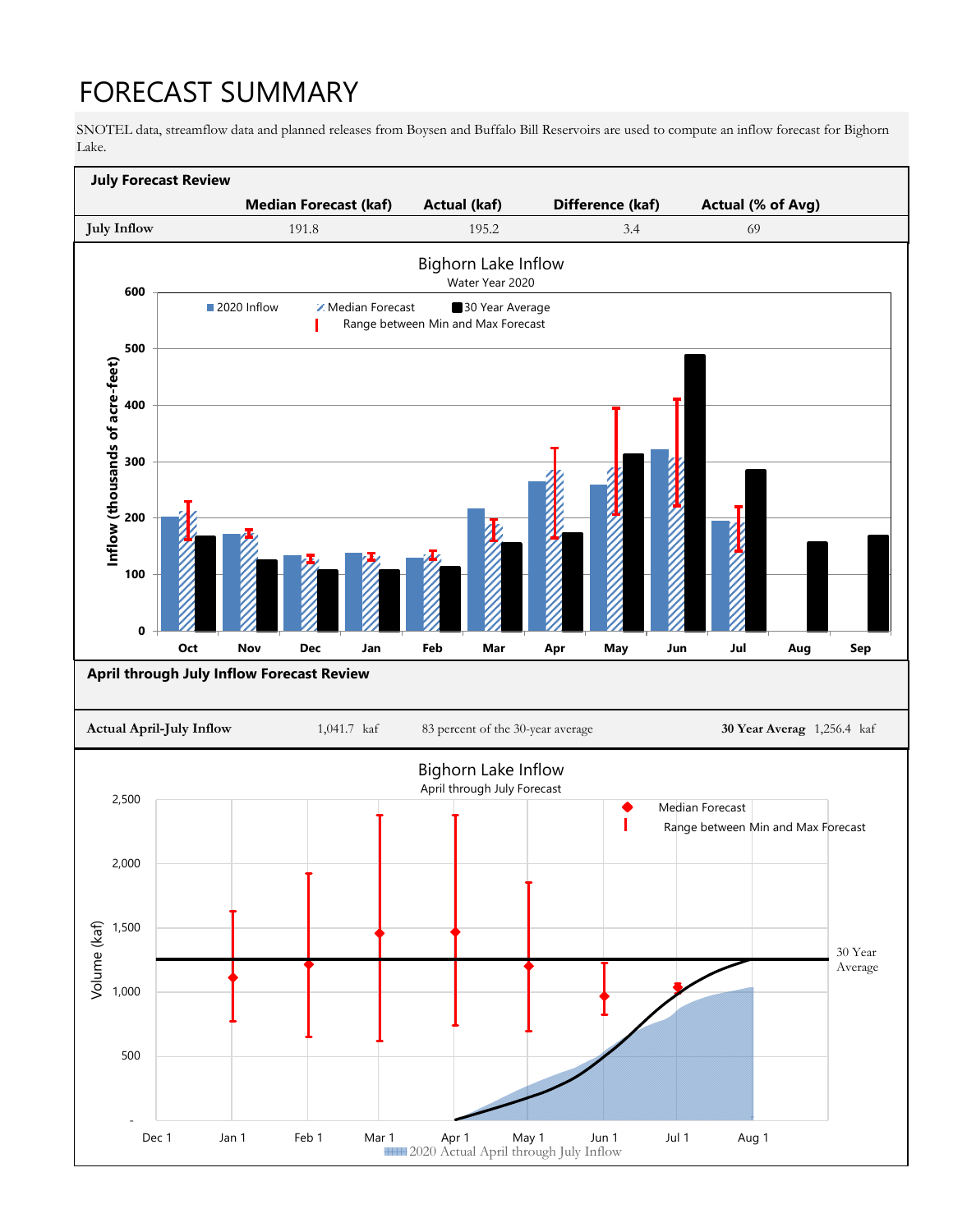# FORECAST SUMMARY

SNOTEL data, streamflow data and planned releases from Boysen and Buffalo Bill Reservoirs are used to compute an inflow forecast for Bighorn Lake.

**July Forecast Review**

| | Median Forecast (kaf) | Actual (kaf) | Difference (kaf) | Actual (% of Avg) |
|---|---|---|---|---|
| July Inflow | 191.8 | 195.2 | 3.4 | 69 |

**April through July Inflow Forecast Review**

| Actual April-July Inflow | 1,041.7 kaf | 83 percent of the 30-year average | 30 Year Averag | 1,256.4 kaf |
|---|---|---|---|---|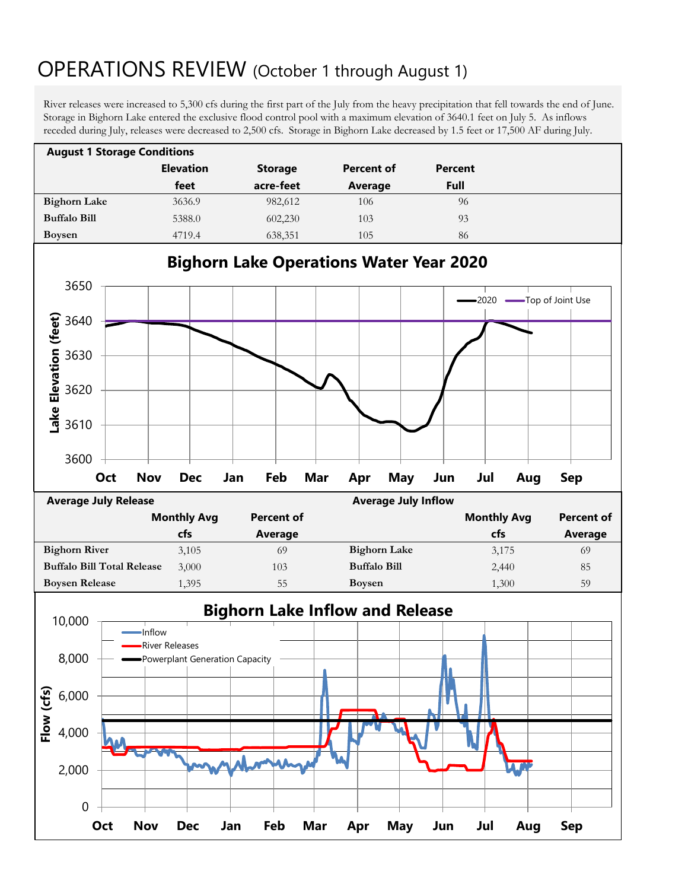# OPERATIONS REVIEW (October 1 through August 1)

River releases were increased to 5,300 cfs during the first part of the July from the heavy precipitation that fell towards the end of June. Storage in Bighorn Lake entered the exclusive flood control pool with a maximum elevation of 3640.1 feet on July 5. As inflows receded during July, releases were decreased to 2,500 cfs. Storage in Bighorn Lake decreased by 1.5 feet or 17,500 AF during July.

**August 1 Storage Conditions**

| | Elevation feet | Storage acre-feet | Percent of Average | Percent Full |
|---|---|---|---|---|
| **Bighorn Lake** | 3636.9 | 982,612 | 106 | 96 |
| **Buffalo Bill** | 5388.0 | 602,230 | 103 | 93 |
| **Boysen** | 4719.4 | 638,351 | 105 | 86 |

**Bighorn Lake Operations Water Year 2020**

| **Average July Release** | Monthly Avg cfs | Percent of Average | **Average July Inflow** | Monthly Avg cfs | Percent of Average |
|---|---|---|---|---|---|
| **Bighorn River** | 3,105 | 69 | **Bighorn Lake** | 3,175 | 69 |
| **Buffalo Bill Total Release** | 3,000 | 103 | **Buffalo Bill** | 2,440 | 85 |
| **Boysen Release** | 1,395 | 55 | **Boysen** | 1,300 | 59 |

**Bighorn Lake Inflow and Release**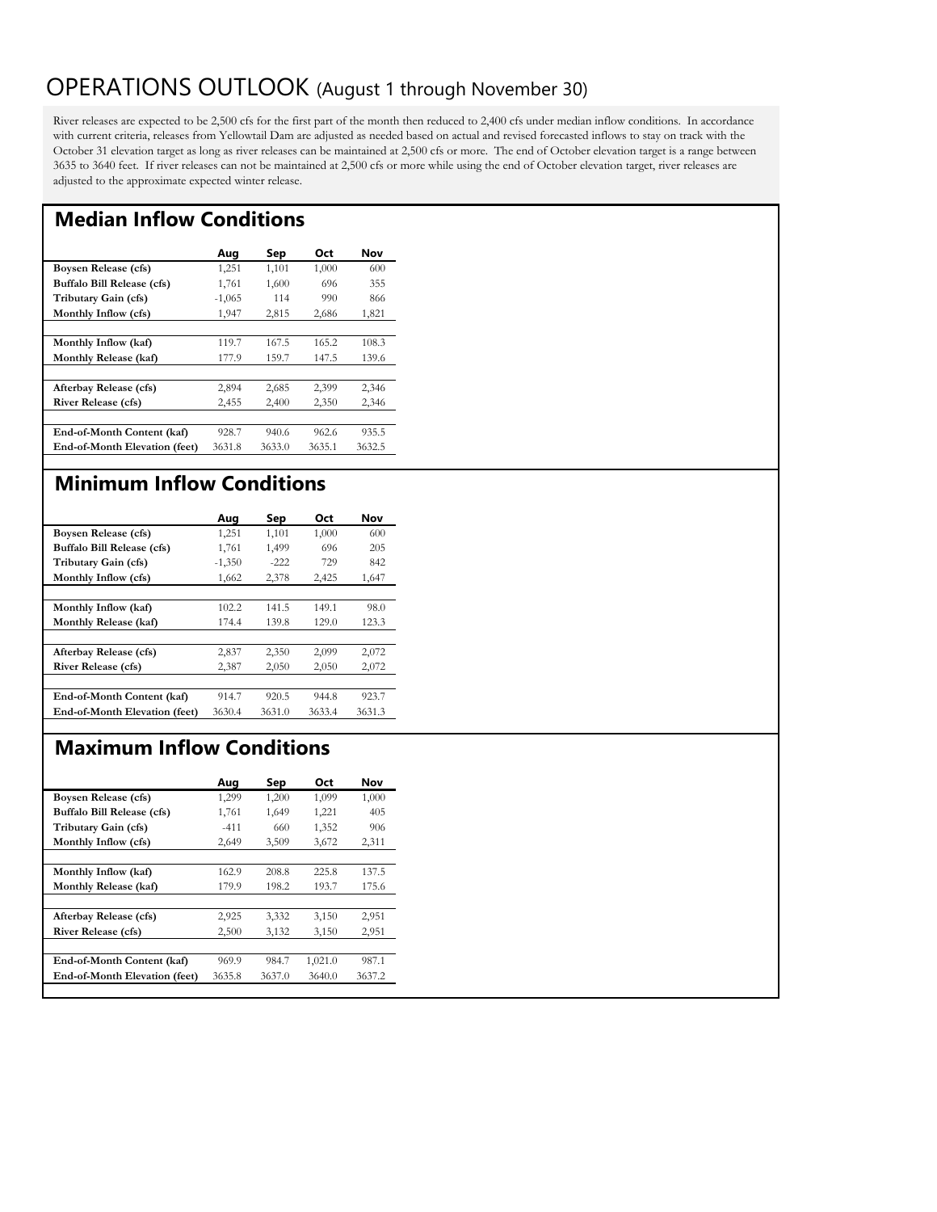# OPERATIONS OUTLOOK (August 1 through November 30)

River releases are expected to be 2,500 cfs for the first part of the month then reduced to 2,400 cfs under median inflow conditions. In accordance with current criteria, releases from Yellowtail Dam are adjusted as needed based on actual and revised forecasted inflows to stay on track with the October 31 elevation target as long as river releases can be maintained at 2,500 cfs or more. The end of October elevation target is a range between 3635 to 3640 feet. If river releases can not be maintained at 2,500 cfs or more while using the end of October elevation target, river releases are adjusted to the approximate expected winter release.

## Median Inflow Conditions

| | Aug | Sep | Oct | Nov |
|---|---|---|---|---|
| **Boysen Release (cfs)** | 1,251 | 1,101 | 1,000 | 600 |
| **Buffalo Bill Release (cfs)** | 1,761 | 1,600 | 696 | 355 |
| **Tributary Gain (cfs)** | -1,065 | 114 | 990 | 866 |
| **Monthly Inflow (cfs)** | 1,947 | 2,815 | 2,686 | 1,821 |
| | | | | |
| **Monthly Inflow (kaf)** | 119.7 | 167.5 | 165.2 | 108.3 |
| **Monthly Release (kaf)** | 177.9 | 159.7 | 147.5 | 139.6 |
| | | | | |
| **Afterbay Release (cfs)** | 2,894 | 2,685 | 2,399 | 2,346 |
| **River Release (cfs)** | 2,455 | 2,400 | 2,350 | 2,346 |
| | | | | |
| **End-of-Month Content (kaf)** | 928.7 | 940.6 | 962.6 | 935.5 |
| **End-of-Month Elevation (feet)** | 3631.8 | 3633.0 | 3635.1 | 3632.5 |

## Minimum Inflow Conditions

| | Aug | Sep | Oct | Nov |
|---|---|---|---|---|
| **Boysen Release (cfs)** | 1,251 | 1,101 | 1,000 | 600 |
| **Buffalo Bill Release (cfs)** | 1,761 | 1,499 | 696 | 205 |
| **Tributary Gain (cfs)** | -1,350 | -222 | 729 | 842 |
| **Monthly Inflow (cfs)** | 1,662 | 2,378 | 2,425 | 1,647 |
| | | | | |
| **Monthly Inflow (kaf)** | 102.2 | 141.5 | 149.1 | 98.0 |
| **Monthly Release (kaf)** | 174.4 | 139.8 | 129.0 | 123.3 |
| | | | | |
| **Afterbay Release (cfs)** | 2,837 | 2,350 | 2,099 | 2,072 |
| **River Release (cfs)** | 2,387 | 2,050 | 2,050 | 2,072 |
| | | | | |
| **End-of-Month Content (kaf)** | 914.7 | 920.5 | 944.8 | 923.7 |
| **End-of-Month Elevation (feet)** | 3630.4 | 3631.0 | 3633.4 | 3631.3 |

## Maximum Inflow Conditions

| | Aug | Sep | Oct | Nov |
|---|---|---|---|---|
| **Boysen Release (cfs)** | 1,299 | 1,200 | 1,099 | 1,000 |
| **Buffalo Bill Release (cfs)** | 1,761 | 1,649 | 1,221 | 405 |
| **Tributary Gain (cfs)** | -411 | 660 | 1,352 | 906 |
| **Monthly Inflow (cfs)** | 2,649 | 3,509 | 3,672 | 2,311 |
| | | | | |
| **Monthly Inflow (kaf)** | 162.9 | 208.8 | 225.8 | 137.5 |
| **Monthly Release (kaf)** | 179.9 | 198.2 | 193.7 | 175.6 |
| | | | | |
| **Afterbay Release (cfs)** | 2,925 | 3,332 | 3,150 | 2,951 |
| **River Release (cfs)** | 2,500 | 3,132 | 3,150 | 2,951 |
| | | | | |
| **End-of-Month Content (kaf)** | 969.9 | 984.7 | 1,021.0 | 987.1 |
| **End-of-Month Elevation (feet)** | 3635.8 | 3637.0 | 3640.0 | 3637.2 |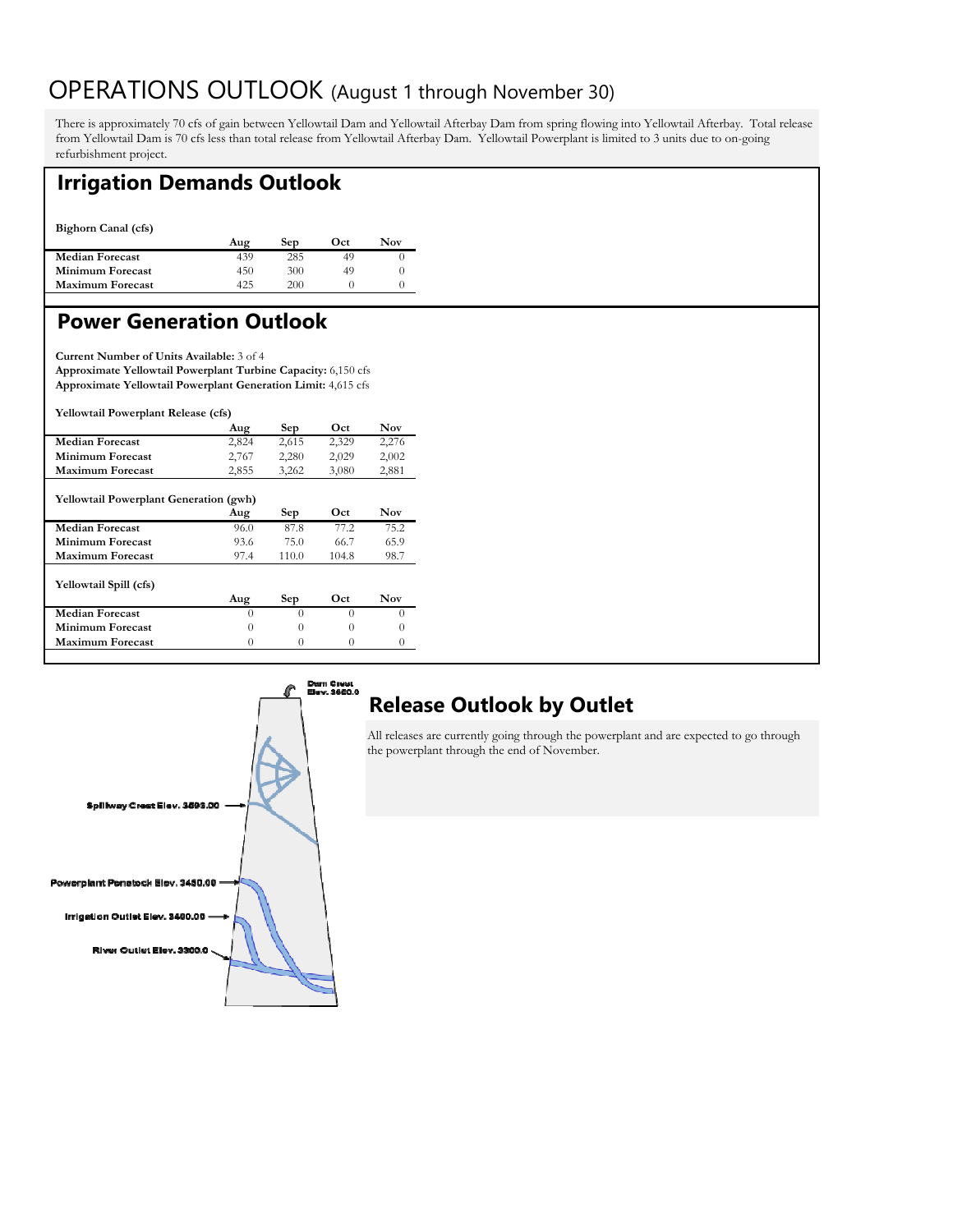# OPERATIONS OUTLOOK (August 1 through November 30)

There is approximately 70 cfs of gain between Yellowtail Dam and Yellowtail Afterbay Dam from spring flowing into Yellowtail Afterbay. Total release from Yellowtail Dam is 70 cfs less than total release from Yellowtail Afterbay Dam. Yellowtail Powerplant is limited to 3 units due to on-going refurbishment project.

## Irrigation Demands Outlook

**Bighorn Canal (cfs)**

| | Aug | Sep | Oct | Nov |
|---|---|---|---|---|
| **Median Forecast** | 439 | 285 | 49 | 0 |
| **Minimum Forecast** | 450 | 300 | 49 | 0 |
| **Maximum Forecast** | 425 | 200 | 0 | 0 |

## Power Generation Outlook

**Current Number of Units Available:** 3 of 4
**Approximate Yellowtail Powerplant Turbine Capacity:** 6,150 cfs
**Approximate Yellowtail Powerplant Generation Limit:** 4,615 cfs

**Yellowtail Powerplant Release (cfs)**

| | Aug | Sep | Oct | Nov |
|---|---|---|---|---|
| **Median Forecast** | 2,824 | 2,615 | 2,329 | 2,276 |
| **Minimum Forecast** | 2,767 | 2,280 | 2,029 | 2,002 |
| **Maximum Forecast** | 2,855 | 3,262 | 3,080 | 2,881 |

**Yellowtail Powerplant Generation (gwh)**

| | Aug | Sep | Oct | Nov |
|---|---|---|---|---|
| **Median Forecast** | 96.0 | 87.8 | 77.2 | 75.2 |
| **Minimum Forecast** | 93.6 | 75.0 | 66.7 | 65.9 |
| **Maximum Forecast** | 97.4 | 110.0 | 104.8 | 98.7 |

**Yellowtail Spill (cfs)**

| | Aug | Sep | Oct | Nov |
|---|---|---|---|---|
| **Median Forecast** | 0 | 0 | 0 | 0 |
| **Minimum Forecast** | 0 | 0 | 0 | 0 |
| **Maximum Forecast** | 0 | 0 | 0 | 0 |

Dam Crest Elev. 3660.0

Spillway Crest Elev. 3593.00

Powerplant Penstock Elev. 3450.00

Irrigation Outlet Elev. 3400.00

River Outlet Elev. 3300.0

## Release Outlook by Outlet

All releases are currently going through the powerplant and are expected to go through the powerplant through the end of November.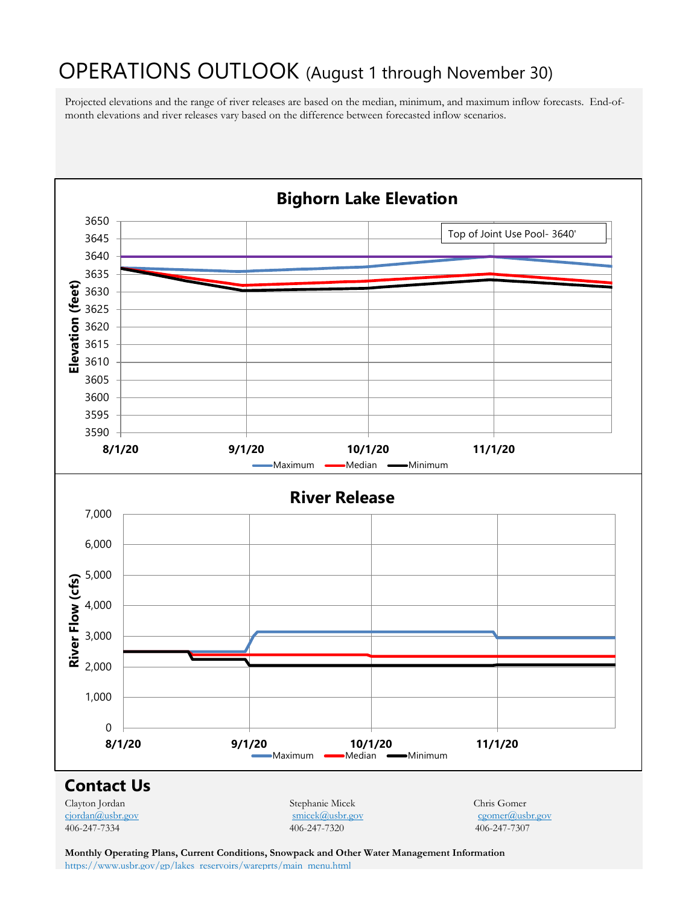# OPERATIONS OUTLOOK (August 1 through November 30)

Projected elevations and the range of river releases are based on the median, minimum, and maximum inflow forecasts. End-of-month elevations and river releases vary based on the difference between forecasted inflow scenarios.

**Bighorn Lake Elevation**

Top of Joint Use Pool- 3640'

Elevation (feet)

3650
3645
3640
3635
3630
3625
3620
3615
3610
3605
3600
3595
3590

8/1/20
9/1/20
10/1/20
11/1/20

Maximum
Median
Minimum

**River Release**

River Flow (cfs)

7,000
6,000
5,000
4,000
3,000
2,000
1,000
0

8/1/20
9/1/20
10/1/20
11/1/20

Maximum
Median
Minimum

## Contact Us

Clayton Jordan
cjordan@usbr.gov
406-247-7334

Stephanie Micek
smicek@usbr.gov
406-247-7320

Chris Gomer
cgomer@usbr.gov
406-247-7307

**Monthly Operating Plans, Current Conditions, Snowpack and Other Water Management Information**
https://www.usbr.gov/gp/lakes_reservoirs/wareprts/main_menu.html